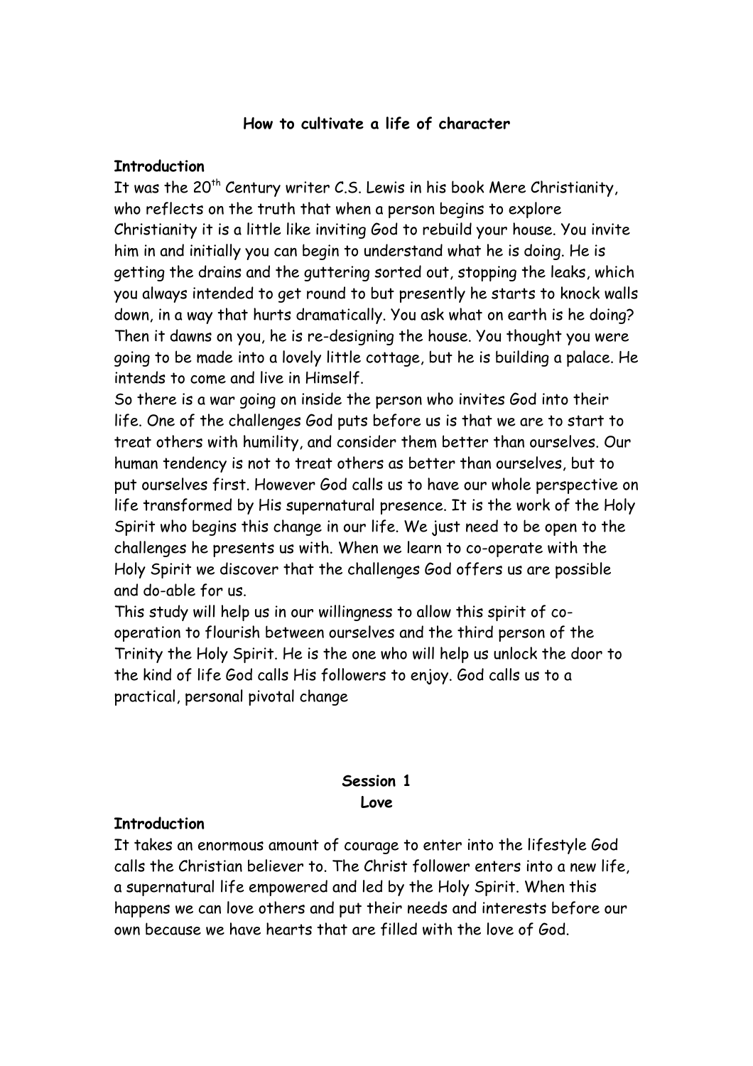# How to cultivate a life of character

**Introduction**

It was the 20th Century writer C.S. Lewis in his book Mere Christianity, who reflects on the truth that when a person begins to explore Christianity it is a little like inviting God to rebuild your house. You invite him in and initially you can begin to understand what he is doing. He is getting the drains and the guttering sorted out, stopping the leaks, which you always intended to get round to but presently he starts to knock walls down, in a way that hurts dramatically. You ask what on earth is he doing? Then it dawns on you, he is re-designing the house. You thought you were going to be made into a lovely little cottage, but he is building a palace. He intends to come and live in Himself.

So there is a war going on inside the person who invites God into their life. One of the challenges God puts before us is that we are to start to treat others with humility, and consider them better than ourselves. Our human tendency is not to treat others as better than ourselves, but to put ourselves first. However God calls us to have our whole perspective on life transformed by His supernatural presence. It is the work of the Holy Spirit who begins this change in our life. We just need to be open to the challenges he presents us with. When we learn to co-operate with the Holy Spirit we discover that the challenges God offers us are possible and do-able for us.

This study will help us in our willingness to allow this spirit of co-operation to flourish between ourselves and the third person of the Trinity the Holy Spirit. He is the one who will help us unlock the door to the kind of life God calls His followers to enjoy. God calls us to a practical, personal pivotal change

## Session 1
## Love

**Introduction**

It takes an enormous amount of courage to enter into the lifestyle God calls the Christian believer to. The Christ follower enters into a new life, a supernatural life empowered and led by the Holy Spirit. When this happens we can love others and put their needs and interests before our own because we have hearts that are filled with the love of God.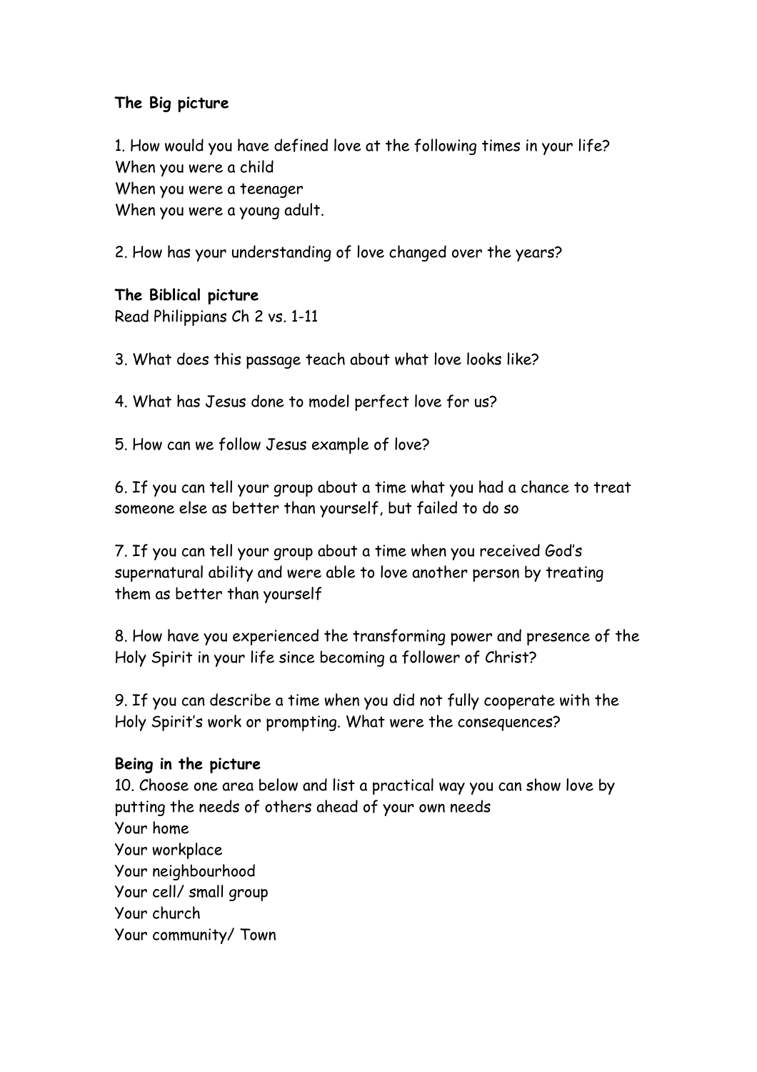**The Big picture**

1. How would you have defined love at the following times in your life?
When you were a child
When you were a teenager
When you were a young adult.

2. How has your understanding of love changed over the years?

**The Biblical picture**
Read Philippians Ch 2 vs. 1-11

3. What does this passage teach about what love looks like?

4. What has Jesus done to model perfect love for us?

5. How can we follow Jesus example of love?

6. If you can tell your group about a time what you had a chance to treat someone else as better than yourself, but failed to do so

7. If you can tell your group about a time when you received God's supernatural ability and were able to love another person by treating them as better than yourself

8. How have you experienced the transforming power and presence of the Holy Spirit in your life since becoming a follower of Christ?

9. If you can describe a time when you did not fully cooperate with the Holy Spirit's work or prompting. What were the consequences?

**Being in the picture**
10. Choose one area below and list a practical way you can show love by putting the needs of others ahead of your own needs
Your home
Your workplace
Your neighbourhood
Your cell/ small group
Your church
Your community/ Town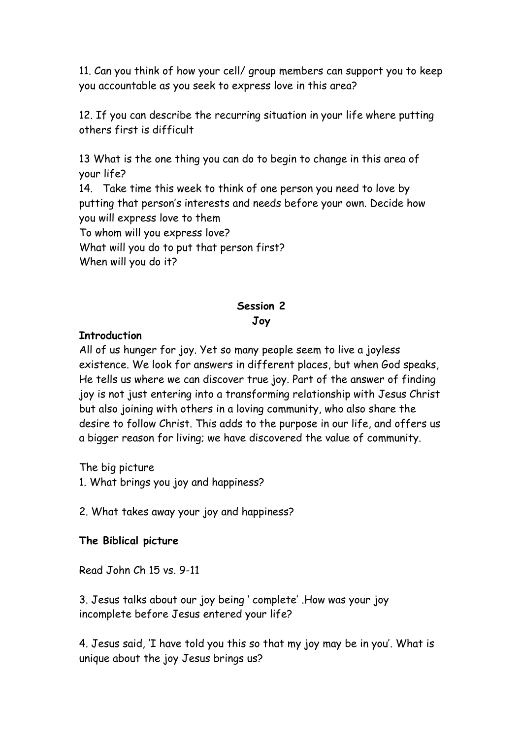11. Can you think of how your cell/ group members can support you to keep you accountable as you seek to express love in this area?

12. If you can describe the recurring situation in your life where putting others first is difficult

13 What is the one thing you can do to begin to change in this area of your life?

14. Take time this week to think of one person you need to love by putting that person's interests and needs before your own. Decide how you will express love to them

To whom will you express love?

What will you do to put that person first?

When will you do it?

## Session 2
## Joy

**Introduction**

All of us hunger for joy. Yet so many people seem to live a joyless existence. We look for answers in different places, but when God speaks, He tells us where we can discover true joy. Part of the answer of finding joy is not just entering into a transforming relationship with Jesus Christ but also joining with others in a loving community, who also share the desire to follow Christ. This adds to the purpose in our life, and offers us a bigger reason for living; we have discovered the value of community.

The big picture

1. What brings you joy and happiness?

2. What takes away your joy and happiness?

**The Biblical picture**

Read John Ch 15 vs. 9-11

3. Jesus talks about our joy being ' complete' .How was your joy incomplete before Jesus entered your life?

4. Jesus said, 'I have told you this so that my joy may be in you'. What is unique about the joy Jesus brings us?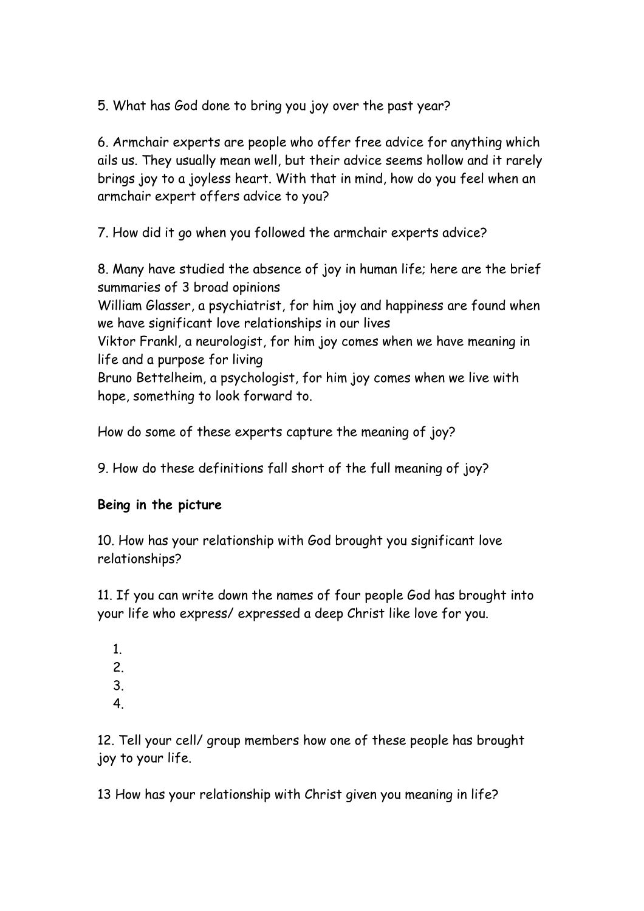5. What has God done to bring you joy over the past year?

6. Armchair experts are people who offer free advice for anything which ails us. They usually mean well, but their advice seems hollow and it rarely brings joy to a joyless heart. With that in mind, how do you feel when an armchair expert offers advice to you?

7. How did it go when you followed the armchair experts advice?

8. Many have studied the absence of joy in human life; here are the brief summaries of 3 broad opinions
William Glasser, a psychiatrist, for him joy and happiness are found when we have significant love relationships in our lives
Viktor Frankl, a neurologist, for him joy comes when we have meaning in life and a purpose for living
Bruno Bettelheim, a psychologist, for him joy comes when we live with hope, something to look forward to.

How do some of these experts capture the meaning of joy?

9. How do these definitions fall short of the full meaning of joy?

**Being in the picture**

10. How has your relationship with God brought you significant love relationships?

11. If you can write down the names of four people God has brought into your life who express/ expressed a deep Christ like love for you.

1.
2.
3.
4.

12. Tell your cell/ group members how one of these people has brought joy to your life.

13 How has your relationship with Christ given you meaning in life?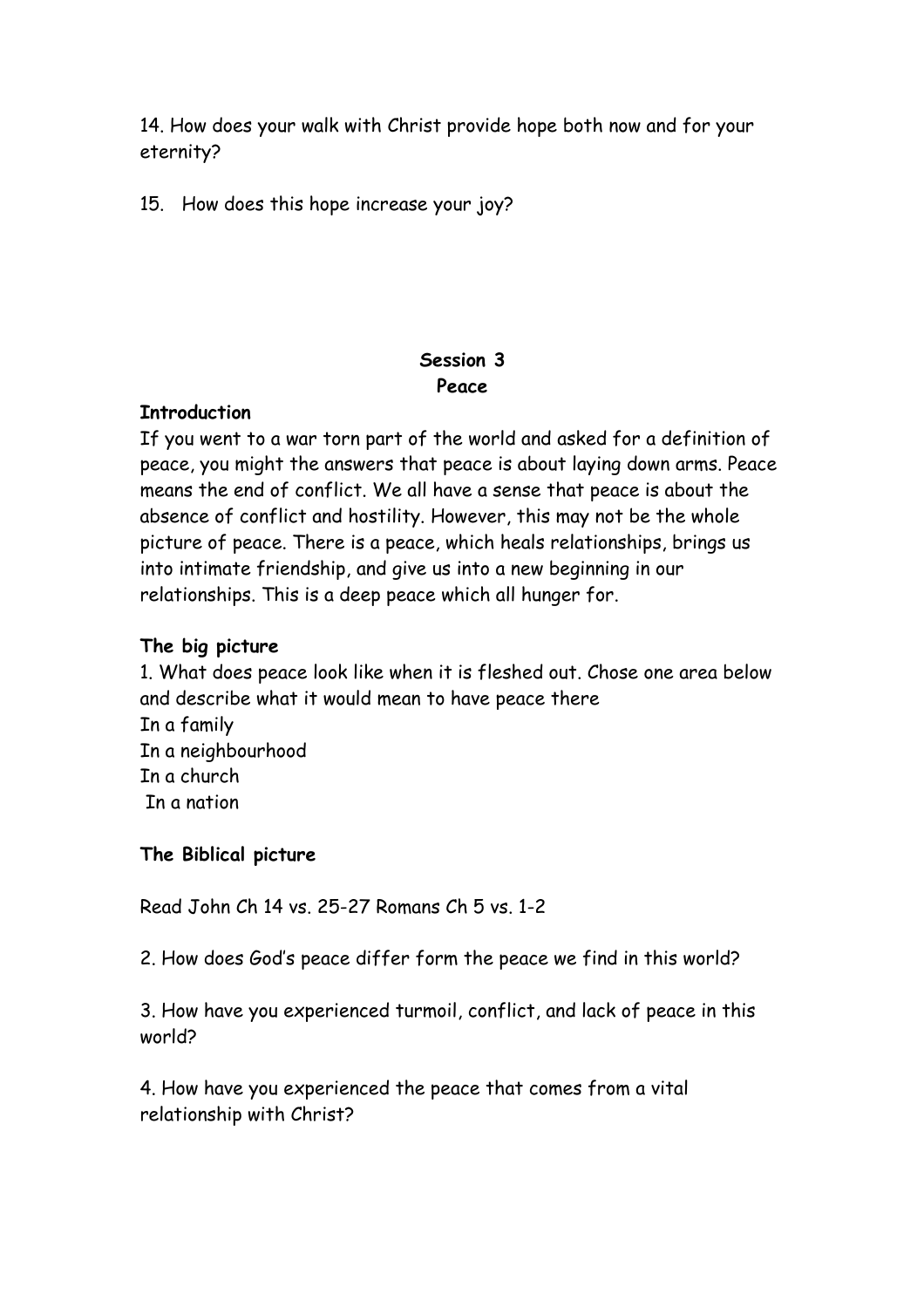14. How does your walk with Christ provide hope both now and for your eternity?

15. How does this hope increase your joy?

## Session 3
## Peace

**Introduction**

If you went to a war torn part of the world and asked for a definition of peace, you might the answers that peace is about laying down arms. Peace means the end of conflict. We all have a sense that peace is about the absence of conflict and hostility. However, this may not be the whole picture of peace. There is a peace, which heals relationships, brings us into intimate friendship, and give us into a new beginning in our relationships. This is a deep peace which all hunger for.

**The big picture**

1. What does peace look like when it is fleshed out. Chose one area below and describe what it would mean to have peace there

In a family
In a neighbourhood
In a church
In a nation

**The Biblical picture**

Read John Ch 14 vs. 25-27 Romans Ch 5 vs. 1-2

2. How does God's peace differ form the peace we find in this world?

3. How have you experienced turmoil, conflict, and lack of peace in this world?

4. How have you experienced the peace that comes from a vital relationship with Christ?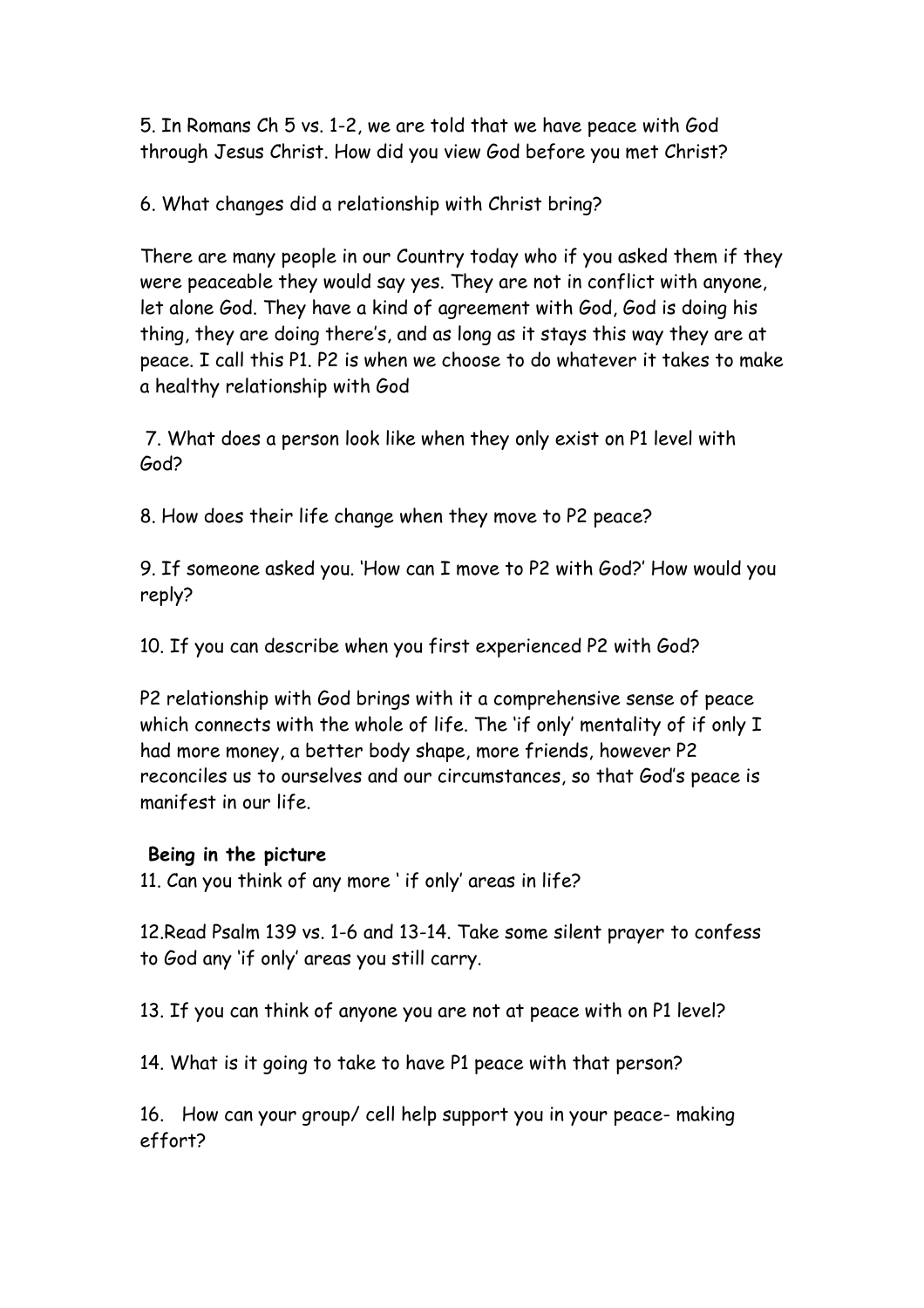5. In Romans Ch 5 vs. 1-2, we are told that we have peace with God through Jesus Christ. How did you view God before you met Christ?

6. What changes did a relationship with Christ bring?

There are many people in our Country today who if you asked them if they were peaceable they would say yes. They are not in conflict with anyone, let alone God. They have a kind of agreement with God, God is doing his thing, they are doing there's, and as long as it stays this way they are at peace. I call this P1. P2 is when we choose to do whatever it takes to make a healthy relationship with God

7. What does a person look like when they only exist on P1 level with God?

8. How does their life change when they move to P2 peace?

9. If someone asked you. 'How can I move to P2 with God?' How would you reply?

10. If you can describe when you first experienced P2 with God?

P2 relationship with God brings with it a comprehensive sense of peace which connects with the whole of life. The 'if only' mentality of if only I had more money, a better body shape, more friends, however P2 reconciles us to ourselves and our circumstances, so that God's peace is manifest in our life.

**Being in the picture**

11. Can you think of any more ' if only' areas in life?

12.Read Psalm 139 vs. 1-6 and 13-14. Take some silent prayer to confess to God any 'if only' areas you still carry.

13. If you can think of anyone you are not at peace with on P1 level?

14. What is it going to take to have P1 peace with that person?

16. How can your group/ cell help support you in your peace- making effort?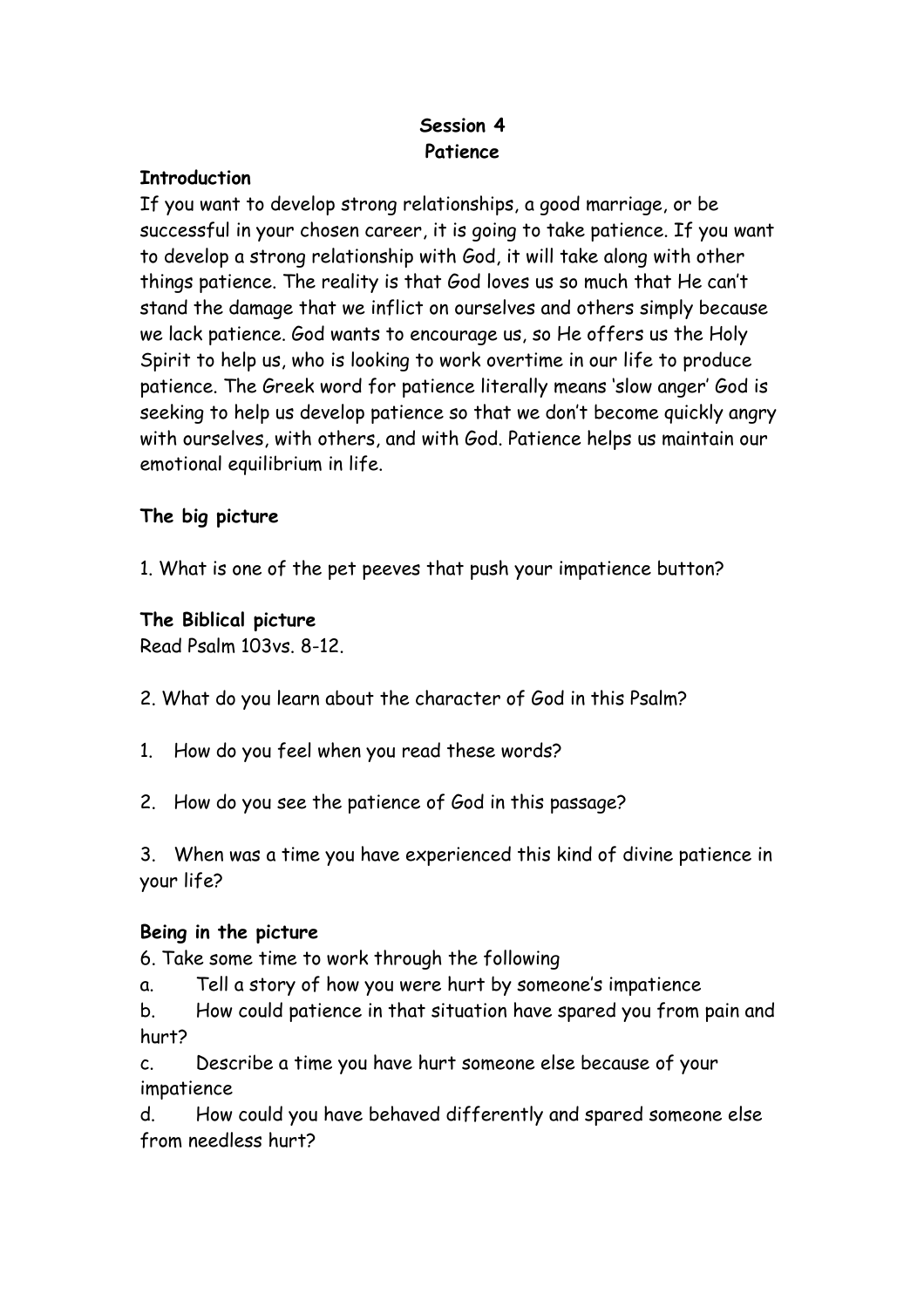**Session 4**
**Patience**

**Introduction**

If you want to develop strong relationships, a good marriage, or be successful in your chosen career, it is going to take patience. If you want to develop a strong relationship with God, it will take along with other things patience. The reality is that God loves us so much that He can't stand the damage that we inflict on ourselves and others simply because we lack patience. God wants to encourage us, so He offers us the Holy Spirit to help us, who is looking to work overtime in our life to produce patience. The Greek word for patience literally means 'slow anger' God is seeking to help us develop patience so that we don't become quickly angry with ourselves, with others, and with God. Patience helps us maintain our emotional equilibrium in life.

**The big picture**

1. What is one of the pet peeves that push your impatience button?

**The Biblical picture**

Read Psalm 103vs. 8-12.

2. What do you learn about the character of God in this Psalm?

1. How do you feel when you read these words?

2. How do you see the patience of God in this passage?

3. When was a time you have experienced this kind of divine patience in your life?

**Being in the picture**

6. Take some time to work through the following

a. Tell a story of how you were hurt by someone's impatience

b. How could patience in that situation have spared you from pain and hurt?

c. Describe a time you have hurt someone else because of your impatience

d. How could you have behaved differently and spared someone else from needless hurt?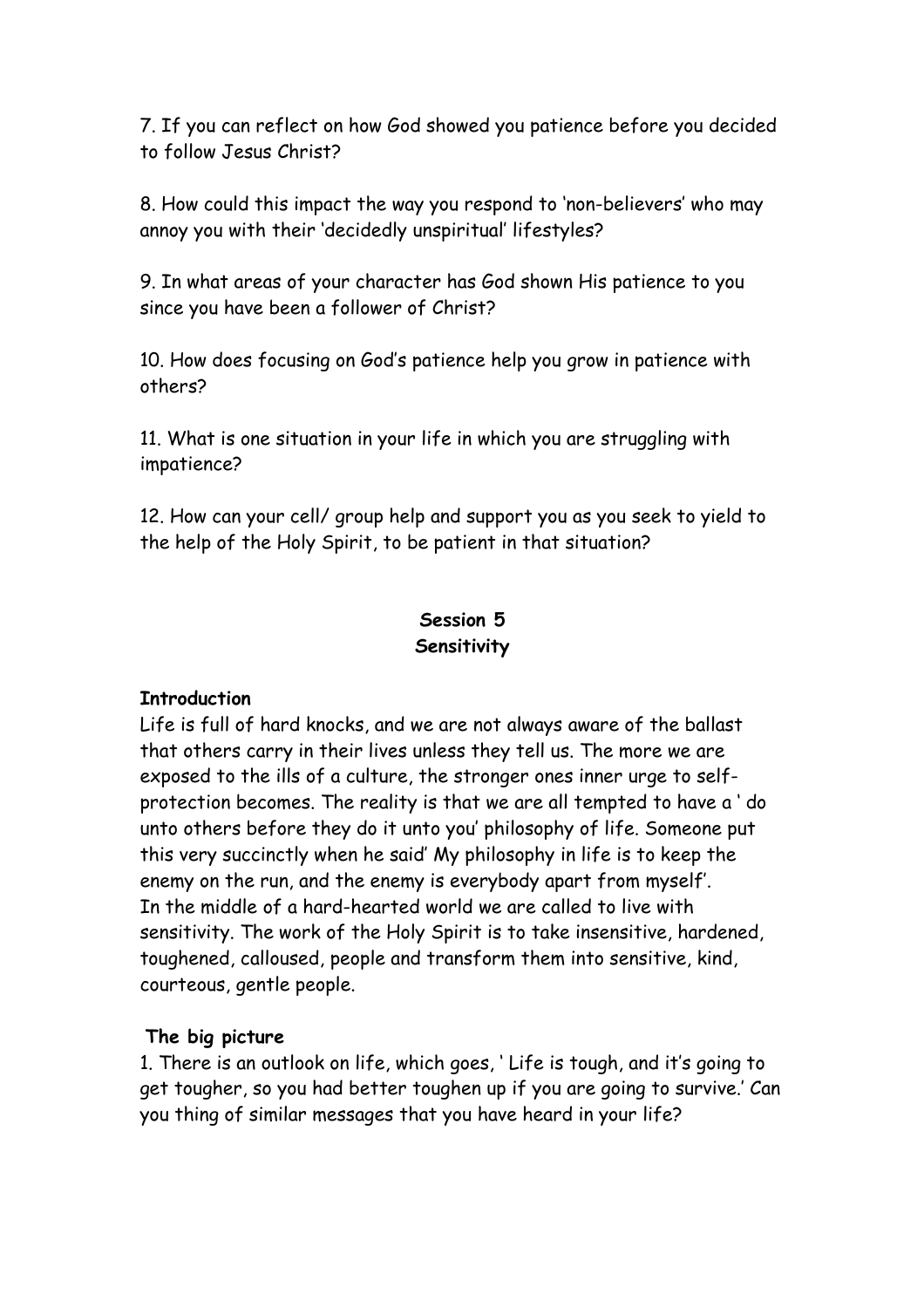7. If you can reflect on how God showed you patience before you decided to follow Jesus Christ?

8. How could this impact the way you respond to 'non-believers' who may annoy you with their 'decidedly unspiritual' lifestyles?

9. In what areas of your character has God shown His patience to you since you have been a follower of Christ?

10. How does focusing on God's patience help you grow in patience with others?

11. What is one situation in your life in which you are struggling with impatience?

12. How can your cell/ group help and support you as you seek to yield to the help of the Holy Spirit, to be patient in that situation?

## Session 5
## Sensitivity

**Introduction**

Life is full of hard knocks, and we are not always aware of the ballast that others carry in their lives unless they tell us. The more we are exposed to the ills of a culture, the stronger ones inner urge to self-protection becomes. The reality is that we are all tempted to have a ' do unto others before they do it unto you' philosophy of life. Someone put this very succinctly when he said' My philosophy in life is to keep the enemy on the run, and the enemy is everybody apart from myself'.
In the middle of a hard-hearted world we are called to live with sensitivity. The work of the Holy Spirit is to take insensitive, hardened, toughened, calloused, people and transform them into sensitive, kind, courteous, gentle people.

**The big picture**

1. There is an outlook on life, which goes, ' Life is tough, and it's going to get tougher, so you had better toughen up if you are going to survive.' Can you thing of similar messages that you have heard in your life?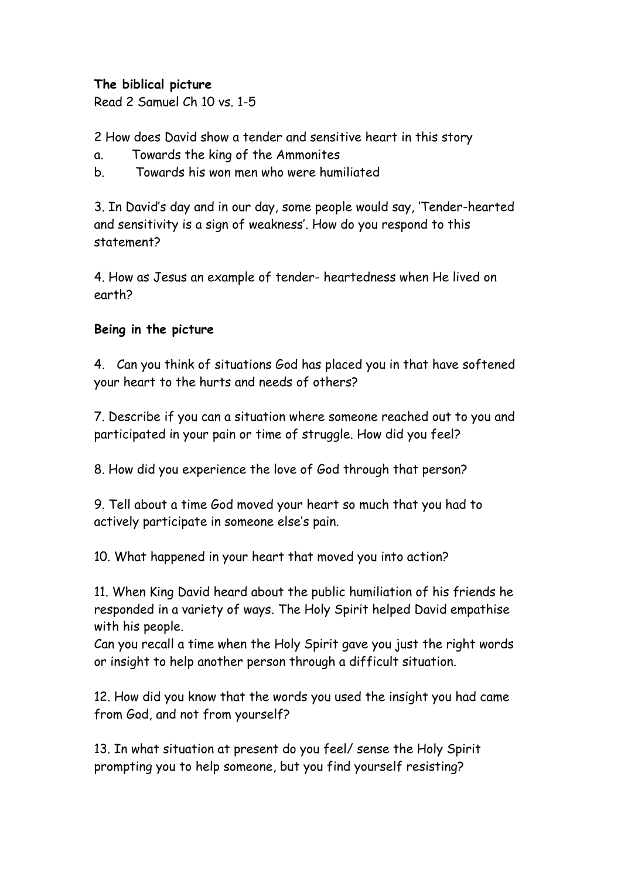**The biblical picture**

Read 2 Samuel Ch 10 vs. 1-5

2 How does David show a tender and sensitive heart in this story

a. Towards the king of the Ammonites

b. Towards his won men who were humiliated

3. In David's day and in our day, some people would say, 'Tender-hearted and sensitivity is a sign of weakness'. How do you respond to this statement?

4. How as Jesus an example of tender- heartedness when He lived on earth?

**Being in the picture**

4. Can you think of situations God has placed you in that have softened your heart to the hurts and needs of others?

7. Describe if you can a situation where someone reached out to you and participated in your pain or time of struggle. How did you feel?

8. How did you experience the love of God through that person?

9. Tell about a time God moved your heart so much that you had to actively participate in someone else's pain.

10. What happened in your heart that moved you into action?

11. When King David heard about the public humiliation of his friends he responded in a variety of ways. The Holy Spirit helped David empathise with his people.
Can you recall a time when the Holy Spirit gave you just the right words or insight to help another person through a difficult situation.

12. How did you know that the words you used the insight you had came from God, and not from yourself?

13. In what situation at present do you feel/ sense the Holy Spirit prompting you to help someone, but you find yourself resisting?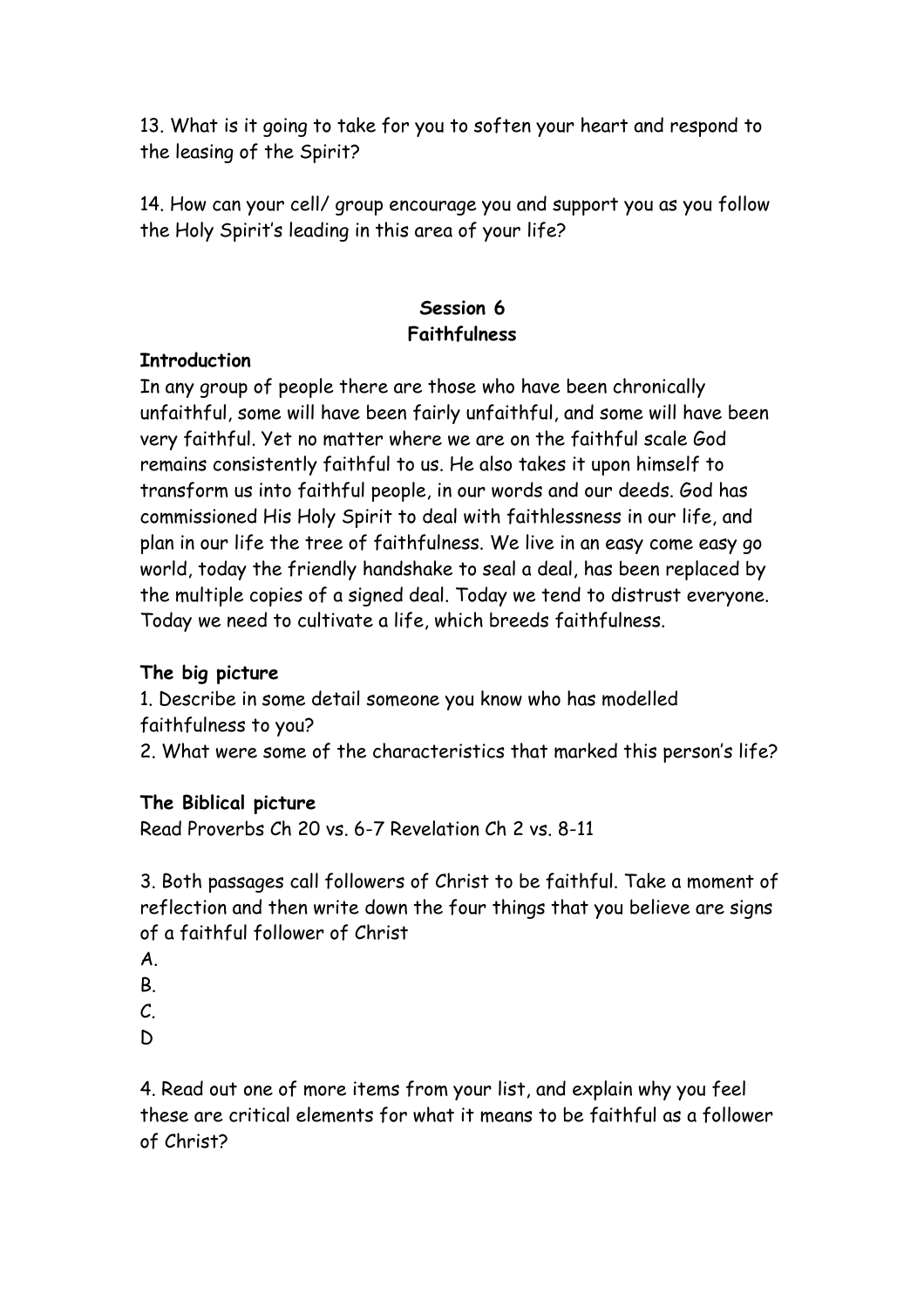13. What is it going to take for you to soften your heart and respond to the leasing of the Spirit?

14. How can your cell/ group encourage you and support you as you follow the Holy Spirit's leading in this area of your life?

## Session 6
## Faithfulness

**Introduction**

In any group of people there are those who have been chronically unfaithful, some will have been fairly unfaithful, and some will have been very faithful. Yet no matter where we are on the faithful scale God remains consistently faithful to us. He also takes it upon himself to transform us into faithful people, in our words and our deeds. God has commissioned His Holy Spirit to deal with faithlessness in our life, and plan in our life the tree of faithfulness. We live in an easy come easy go world, today the friendly handshake to seal a deal, has been replaced by the multiple copies of a signed deal. Today we tend to distrust everyone. Today we need to cultivate a life, which breeds faithfulness.

**The big picture**

1. Describe in some detail someone you know who has modelled faithfulness to you?
2. What were some of the characteristics that marked this person's life?

**The Biblical picture**

Read Proverbs Ch 20 vs. 6-7 Revelation Ch 2 vs. 8-11

3. Both passages call followers of Christ to be faithful. Take a moment of reflection and then write down the four things that you believe are signs of a faithful follower of Christ

A.
B.
C.
D

4. Read out one of more items from your list, and explain why you feel these are critical elements for what it means to be faithful as a follower of Christ?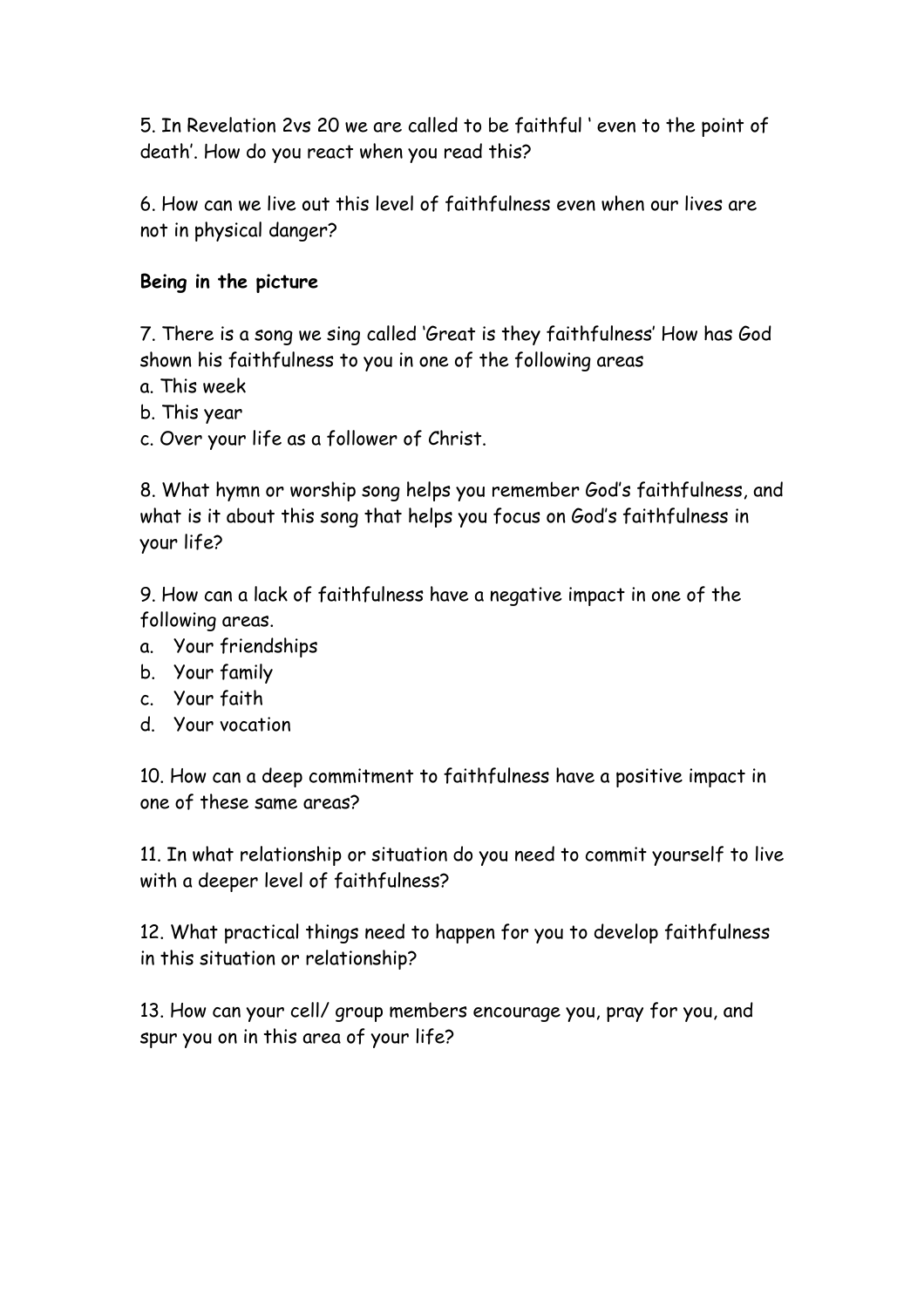5. In Revelation 2vs 20 we are called to be faithful ' even to the point of death'. How do you react when you read this?

6. How can we live out this level of faithfulness even when our lives are not in physical danger?

**Being in the picture**

7. There is a song we sing called 'Great is they faithfulness' How has God shown his faithfulness to you in one of the following areas

a. This week
b. This year
c. Over your life as a follower of Christ.

8. What hymn or worship song helps you remember God's faithfulness, and what is it about this song that helps you focus on God's faithfulness in your life?

9. How can a lack of faithfulness have a negative impact in one of the following areas.

a. Your friendships
b. Your family
c. Your faith
d. Your vocation

10. How can a deep commitment to faithfulness have a positive impact in one of these same areas?

11. In what relationship or situation do you need to commit yourself to live with a deeper level of faithfulness?

12. What practical things need to happen for you to develop faithfulness in this situation or relationship?

13. How can your cell/ group members encourage you, pray for you, and spur you on in this area of your life?